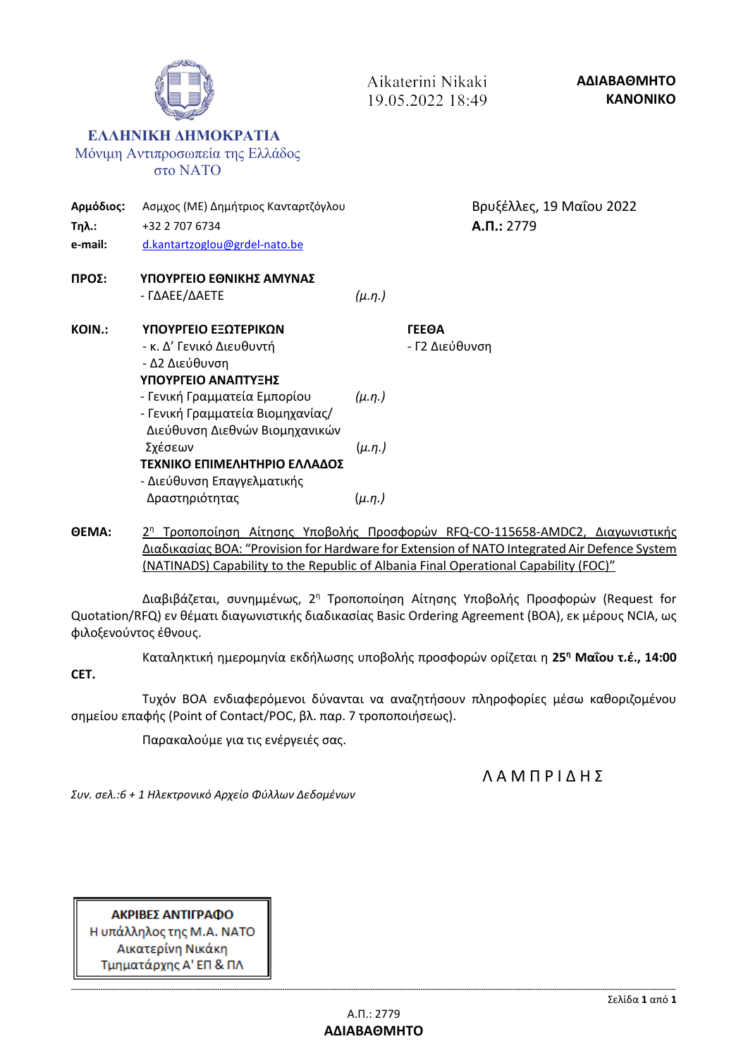Aikaterini Nikaki
19.05.2022 18:49

**ΑΔΙΑΒΑΘΜΗΤΟ**
**ΚΑΝΟΝΙΚΟ**

**ΕΛΛΗΝΙΚΗ ΔΗΜΟΚΡΑΤΙΑ**
Μόνιμη Αντιπροσωπεία της Ελλάδος
στο ΝΑΤΟ

**Αρμόδιος:** Ασμχος (ΜΕ) Δημήτριος Κανταρτζόγλου
**Τηλ.:** +32 2 707 6734
**e-mail:** d.kantartzoglou@grdel-nato.be

Βρυξέλλες, 19 Μαΐου 2022
**Α.Π.:** 2779

**ΠΡΟΣ:** **ΥΠΟΥΡΓΕΙΟ ΕΘΝΙΚΗΣ ΑΜΥΝΑΣ**
- ΓΔΑΕΕ/ΔΑΕΤΕ *(μ.η.)*

**ΚΟΙΝ.:** **ΥΠΟΥΡΓΕΙΟ ΕΞΩΤΕΡΙΚΩΝ**
- κ. Δ' Γενικό Διευθυντή
- Δ2 Διεύθυνση

**ΥΠΟΥΡΓΕΙΟ ΑΝΑΠΤΥΞΗΣ**
- Γενική Γραμματεία Εμπορίου *(μ.η.)*
- Γενική Γραμματεία Βιομηχανίας/ Διεύθυνση Διεθνών Βιομηχανικών Σχέσεων *(μ.η.)*

**ΤΕΧΝΙΚΟ ΕΠΙΜΕΛΗΤΗΡΙΟ ΕΛΛΑΔΟΣ**
- Διεύθυνση Επαγγελματικής Δραστηριότητας *(μ.η.)*

**ΓΕΕΘΑ**
- Γ2 Διεύθυνση

**ΘΕΜΑ:** 2η Τροποποίηση Αίτησης Υποβολής Προσφορών RFQ-CO-115658-AMDC2, Διαγωνιστικής Διαδικασίας BOA: "Provision for Hardware for Extension of NATO Integrated Air Defence System (NATINADS) Capability to the Republic of Albania Final Operational Capability (FOC)"

Διαβιβάζεται, συνημμένως, 2η Τροποποίηση Αίτησης Υποβολής Προσφορών (Request for Quotation/RFQ) εν θέματι διαγωνιστικής διαδικασίας Basic Ordering Agreement (BOA), εκ μέρους NCIA, ως φιλοξενούντος έθνους.

Καταληκτική ημερομηνία εκδήλωσης υποβολής προσφορών ορίζεται η **25η Μαΐου τ.έ., 14:00 CET.**

Τυχόν BOA ενδιαφερόμενοι δύνανται να αναζητήσουν πληροφορίες μέσω καθοριζομένου σημείου επαφής (Point of Contact/POC, βλ. παρ. 7 τροποποιήσεως).

Παρακαλούμε για τις ενέργειές σας.

Λ Α Μ Π Ρ Ι Δ Η Σ

*Συν. σελ.:6 + 1 Ηλεκτρονικό Αρχείο Φύλλων Δεδομένων*

**ΑΚΡΙΒΕΣ ΑΝΤΙΓΡΑΦΟ**
Η υπάλληλος της Μ.Α. ΝΑΤΟ
Αικατερίνη Νικάκη
Τμηματάρχης Α' ΕΠ & ΠΛ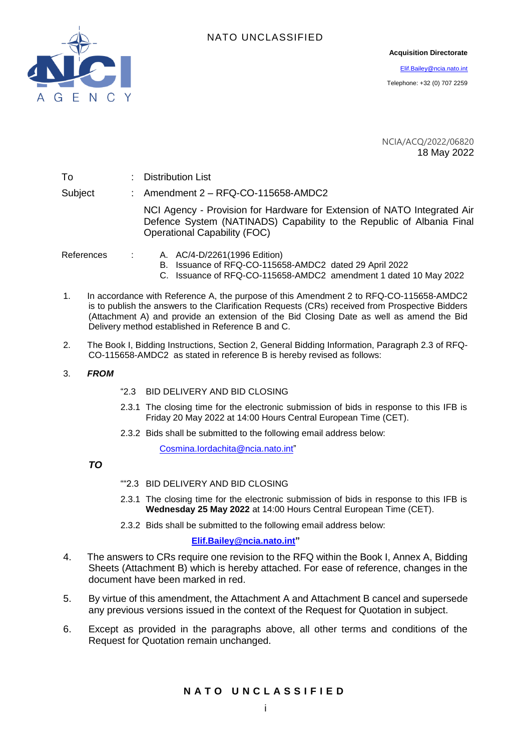NATO UNCLASSIFIED

**Acquisition Directorate**

Elif.Bailey@ncia.nato.int

Telephone: +32 (0) 707 2259

NCIA/ACQ/2022/06820
18 May 2022

To : Distribution List

Subject : Amendment 2 – RFQ-CO-115658-AMDC2

NCI Agency - Provision for Hardware for Extension of NATO Integrated Air Defence System (NATINADS) Capability to the Republic of Albania Final Operational Capability (FOC)

References :

A. AC/4-D/2261(1996 Edition)
B. Issuance of RFQ-CO-115658-AMDC2 dated 29 April 2022
C. Issuance of RFQ-CO-115658-AMDC2 amendment 1 dated 10 May 2022

1. In accordance with Reference A, the purpose of this Amendment 2 to RFQ-CO-115658-AMDC2 is to publish the answers to the Clarification Requests (CRs) received from Prospective Bidders (Attachment A) and provide an extension of the Bid Closing Date as well as amend the Bid Delivery method established in Reference B and C.

2. The Book I, Bidding Instructions, Section 2, General Bidding Information, Paragraph 2.3 of RFQ-CO-115658-AMDC2 as stated in reference B is hereby revised as follows:

3. ***FROM***

"2.3 BID DELIVERY AND BID CLOSING

2.3.1 The closing time for the electronic submission of bids in response to this IFB is Friday 20 May 2022 at 14:00 Hours Central European Time (CET).

2.3.2 Bids shall be submitted to the following email address below:

Cosmina.Iordachita@ncia.nato.int"

***TO***

""2.3 BID DELIVERY AND BID CLOSING

2.3.1 The closing time for the electronic submission of bids in response to this IFB is **Wednesday 25 May 2022** at 14:00 Hours Central European Time (CET).

2.3.2 Bids shall be submitted to the following email address below:

**Elif.Bailey@ncia.nato.int"**

4. The answers to CRs require one revision to the RFQ within the Book I, Annex A, Bidding Sheets (Attachment B) which is hereby attached. For ease of reference, changes in the document have been marked in red.

5. By virtue of this amendment, the Attachment A and Attachment B cancel and supersede any previous versions issued in the context of the Request for Quotation in subject.

6. Except as provided in the paragraphs above, all other terms and conditions of the Request for Quotation remain unchanged.

NATO UNCLASSIFIED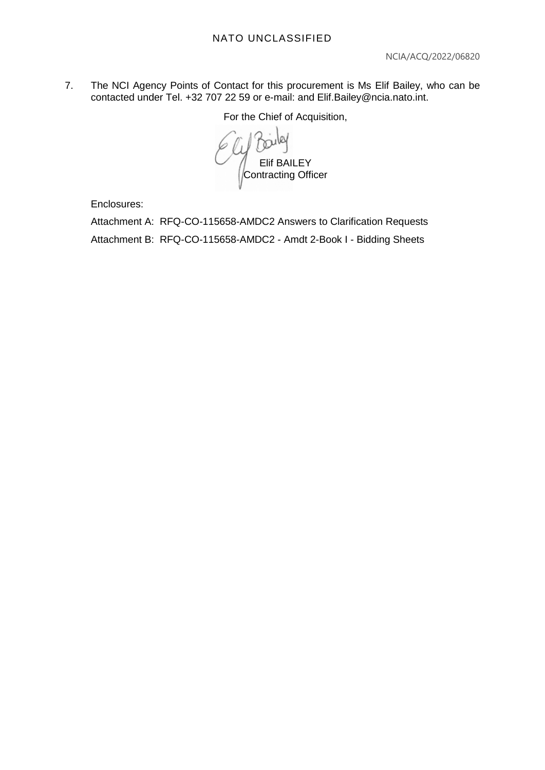7. The NCI Agency Points of Contact for this procurement is Ms Elif Bailey, who can be contacted under Tel. +32 707 22 59 or e-mail: and Elif.Bailey@ncia.nato.int.

For the Chief of Acquisition,

Elif BAILEY
Contracting Officer

Enclosures:

Attachment A: RFQ-CO-115658-AMDC2 Answers to Clarification Requests

Attachment B: RFQ-CO-115658-AMDC2 - Amdt 2-Book I - Bidding Sheets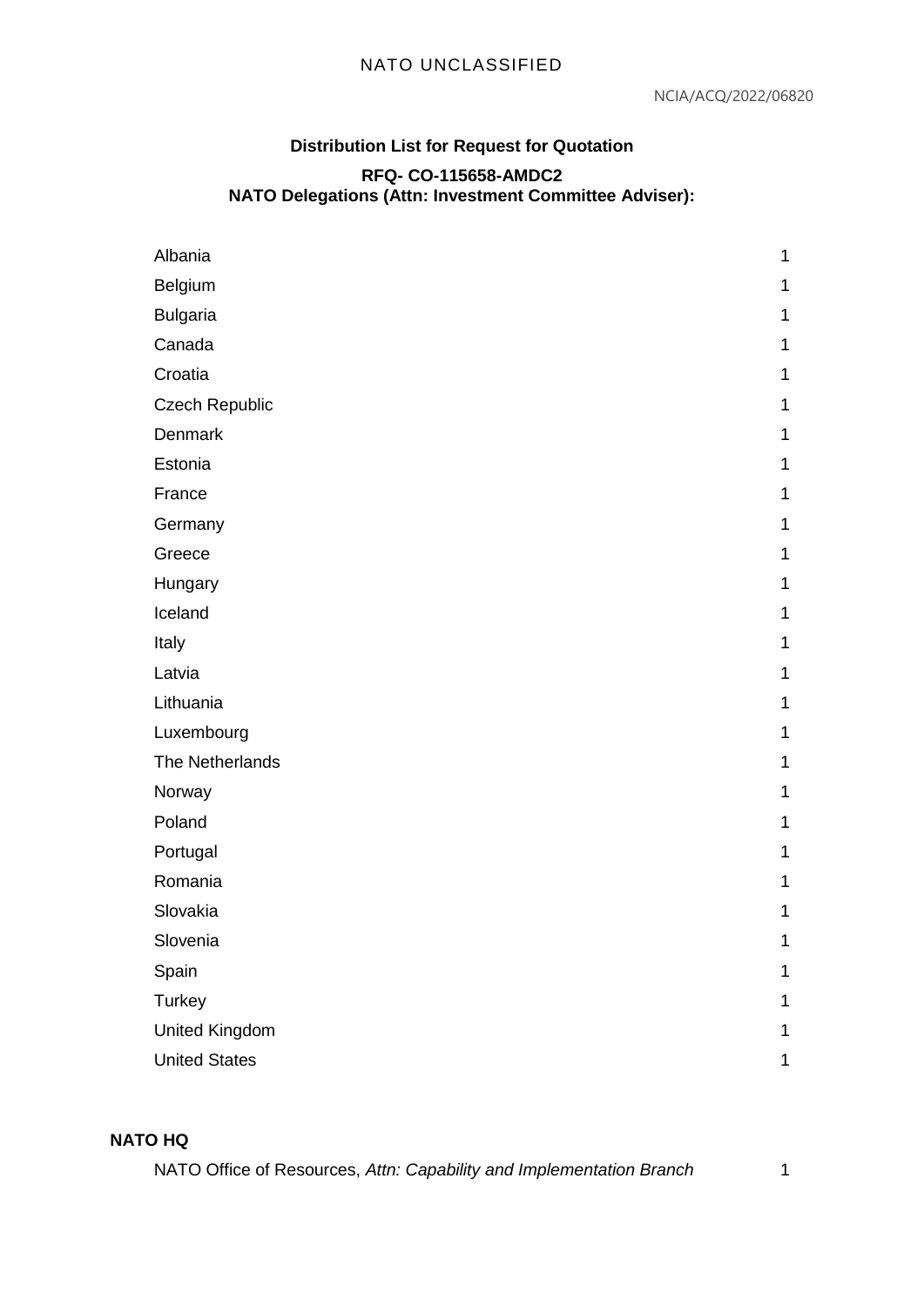**Distribution List for Request for Quotation**

**RFQ- CO-115658-AMDC2**
**NATO Delegations (Attn: Investment Committee Adviser):**

| | |
|---|---|
| Albania | 1 |
| Belgium | 1 |
| Bulgaria | 1 |
| Canada | 1 |
| Croatia | 1 |
| Czech Republic | 1 |
| Denmark | 1 |
| Estonia | 1 |
| France | 1 |
| Germany | 1 |
| Greece | 1 |
| Hungary | 1 |
| Iceland | 1 |
| Italy | 1 |
| Latvia | 1 |
| Lithuania | 1 |
| Luxembourg | 1 |
| The Netherlands | 1 |
| Norway | 1 |
| Poland | 1 |
| Portugal | 1 |
| Romania | 1 |
| Slovakia | 1 |
| Slovenia | 1 |
| Spain | 1 |
| Turkey | 1 |
| United Kingdom | 1 |
| United States | 1 |

**NATO HQ**

| | |
|---|---|
| NATO Office of Resources, *Attn: Capability and Implementation Branch* | 1 |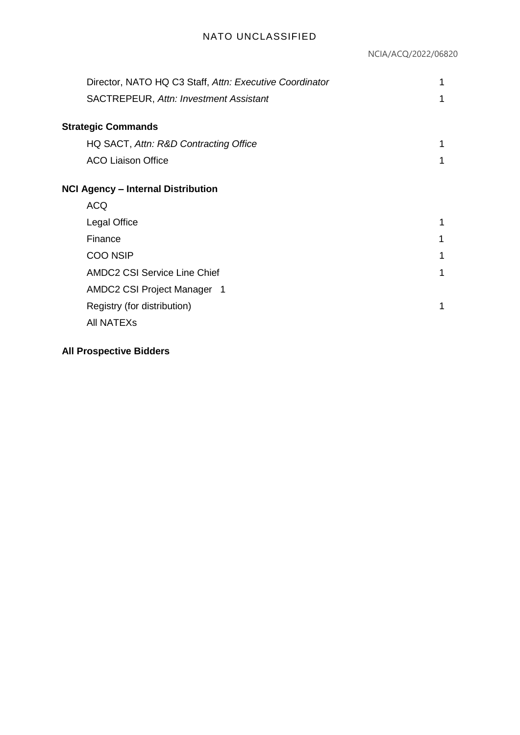| | |
|---|---|
| Director, NATO HQ C3 Staff, *Attn: Executive Coordinator* | 1 |
| SACTREPEUR, *Attn: Investment Assistant* | 1 |

**Strategic Commands**

| | |
|---|---|
| HQ SACT, *Attn: R&D Contracting Office* | 1 |
| ACO Liaison Office | 1 |

**NCI Agency – Internal Distribution**

| | |
|---|---|
| ACQ | |
| Legal Office | 1 |
| Finance | 1 |
| COO NSIP | 1 |
| AMDC2 CSI Service Line Chief | 1 |
| AMDC2 CSI Project Manager 1 | |
| Registry (for distribution) | 1 |
| All NATEXs | |

**All Prospective Bidders**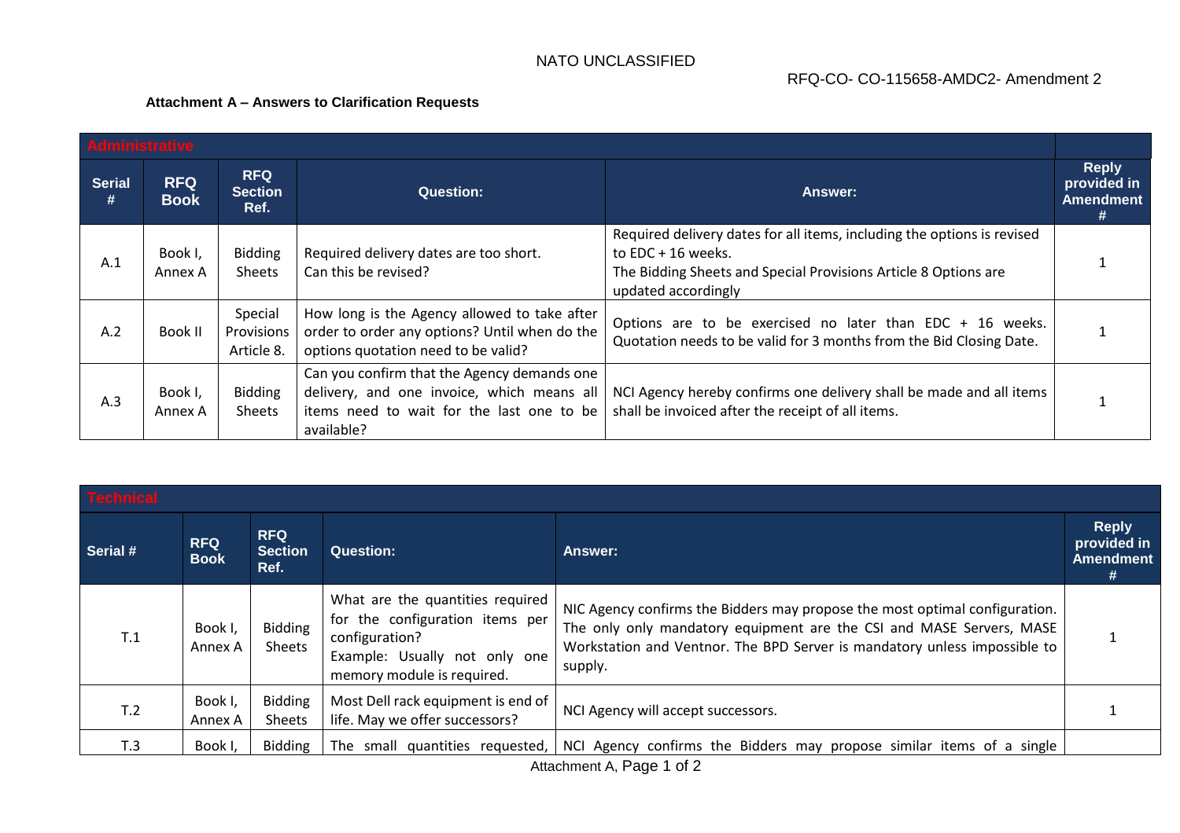NATO UNCLASSIFIED

RFQ-CO- CO-115658-AMDC2- Amendment 2

**Attachment A – Answers to Clarification Requests**

| Administrative | | | | | |
|---|---|---|---|---|---|
| **Serial #** | **RFQ Book** | **RFQ Section Ref.** | **Question:** | **Answer:** | **Reply provided in Amendment #** |
| A.1 | Book I, Annex A | Bidding Sheets | Required delivery dates are too short. Can this be revised? | Required delivery dates for all items, including the options is revised to EDC + 16 weeks. The Bidding Sheets and Special Provisions Article 8 Options are updated accordingly | 1 |
| A.2 | Book II | Special Provisions Article 8. | How long is the Agency allowed to take after order to order any options? Until when do the options quotation need to be valid? | Options are to be exercised no later than EDC + 16 weeks. Quotation needs to be valid for 3 months from the Bid Closing Date. | 1 |
| A.3 | Book I, Annex A | Bidding Sheets | Can you confirm that the Agency demands one delivery, and one invoice, which means all items need to wait for the last one to be available? | NCI Agency hereby confirms one delivery shall be made and all items shall be invoiced after the receipt of all items. | 1 |

| Technical | | | | | |
|---|---|---|---|---|---|
| **Serial #** | **RFQ Book** | **RFQ Section Ref.** | **Question:** | **Answer:** | **Reply provided in Amendment #** |
| T.1 | Book I, Annex A | Bidding Sheets | What are the quantities required for the configuration items per configuration? Example: Usually not only one memory module is required. | NIC Agency confirms the Bidders may propose the most optimal configuration. The only only mandatory equipment are the CSI and MASE Servers, MASE Workstation and Ventnor. The BPD Server is mandatory unless impossible to supply. | 1 |
| T.2 | Book I, Annex A | Bidding Sheets | Most Dell rack equipment is end of life. May we offer successors? | NCI Agency will accept successors. | 1 |
| T.3 | Book I, | Bidding | The small quantities requested, | NCI Agency confirms the Bidders may propose similar items of a single | |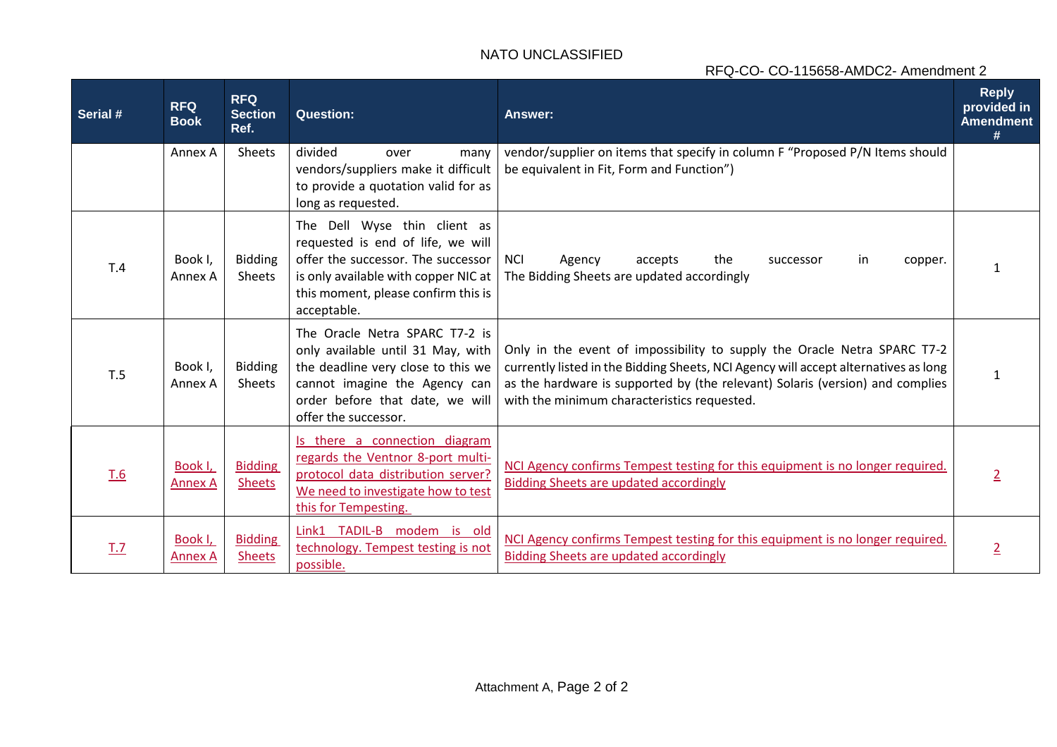| Serial # | RFQ Book | RFQ Section Ref. | Question: | Answer: | Reply provided in Amendment # |
|---|---|---|---|---|---|
| | Annex A | Sheets | divided over many vendors/suppliers make it difficult to provide a quotation valid for as long as requested. | vendor/supplier on items that specify in column F "Proposed P/N Items should be equivalent in Fit, Form and Function") | |
| T.4 | Book I, Annex A | Bidding Sheets | The Dell Wyse thin client as requested is end of life, we will offer the successor. The successor is only available with copper NIC at this moment, please confirm this is acceptable. | NCI Agency accepts the successor in copper. The Bidding Sheets are updated accordingly | 1 |
| T.5 | Book I, Annex A | Bidding Sheets | The Oracle Netra SPARC T7-2 is only available until 31 May, with the deadline very close to this we cannot imagine the Agency can order before that date, we will offer the successor. | Only in the event of impossibility to supply the Oracle Netra SPARC T7-2 currently listed in the Bidding Sheets, NCI Agency will accept alternatives as long as the hardware is supported by (the relevant) Solaris (version) and complies with the minimum characteristics requested. | 1 |
| T.6 | Book I, Annex A | Bidding Sheets | Is there a connection diagram regards the Ventnor 8-port multi-protocol data distribution server? We need to investigate how to test this for Tempesting. | NCI Agency confirms Tempest testing for this equipment is no longer required. Bidding Sheets are updated accordingly | 2 |
| T.7 | Book I, Annex A | Bidding Sheets | Link1 TADIL-B modem is old technology. Tempest testing is not possible. | NCI Agency confirms Tempest testing for this equipment is no longer required. Bidding Sheets are updated accordingly | 2 |